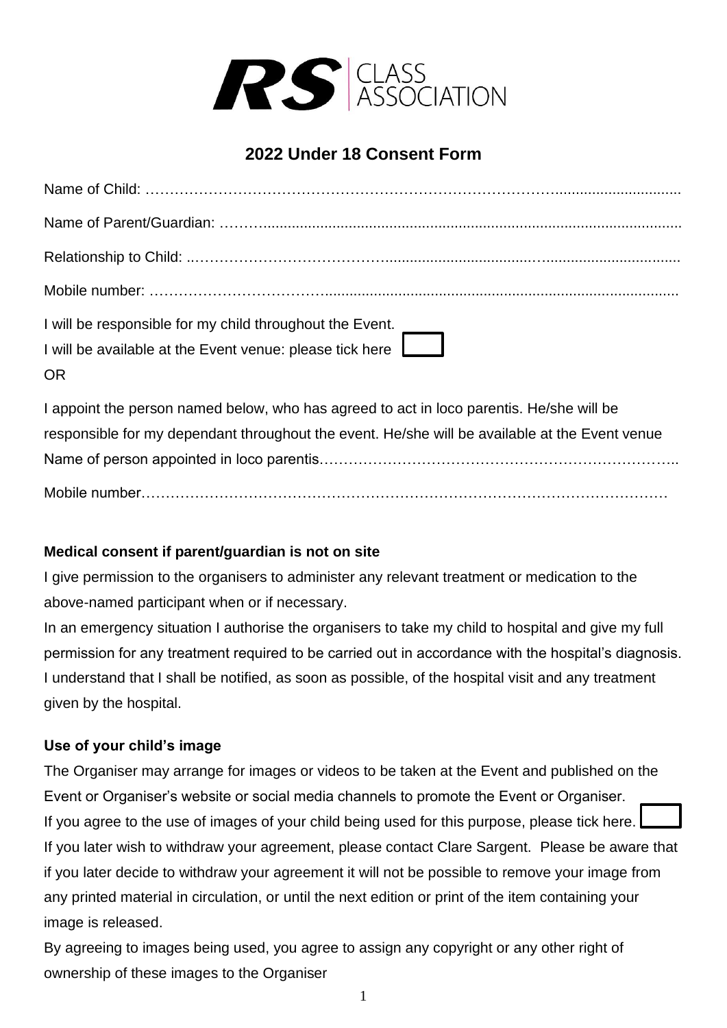RS | CLASS ASSOCIATION

# 2022 Under 18 Consent Form

Name of Child: ……………………………………………………………………………...............................

Name of Parent/Guardian: ………......................................................................................................

Relationship to Child: ..…………………………………........................................…................................

Mobile number: ………………………………........................................................................................

I will be responsible for my child throughout the Event.
I will be available at the Event venue: please tick here ☐
OR

I appoint the person named below, who has agreed to act in loco parentis. He/she will be responsible for my dependant throughout the event. He/she will be available at the Event venue
Name of person appointed in loco parentis………………………………………………………………..

Mobile number………………………………………………………………………………………………

**Medical consent if parent/guardian is not on site**

I give permission to the organisers to administer any relevant treatment or medication to the above-named participant when or if necessary.
In an emergency situation I authorise the organisers to take my child to hospital and give my full permission for any treatment required to be carried out in accordance with the hospital's diagnosis. I understand that I shall be notified, as soon as possible, of the hospital visit and any treatment given by the hospital.

**Use of your child's image**

The Organiser may arrange for images or videos to be taken at the Event and published on the Event or Organiser's website or social media channels to promote the Event or Organiser.
If you agree to the use of images of your child being used for this purpose, please tick here. ☐
If you later wish to withdraw your agreement, please contact Clare Sargent. Please be aware that if you later decide to withdraw your agreement it will not be possible to remove your image from any printed material in circulation, or until the next edition or print of the item containing your image is released.
By agreeing to images being used, you agree to assign any copyright or any other right of ownership of these images to the Organiser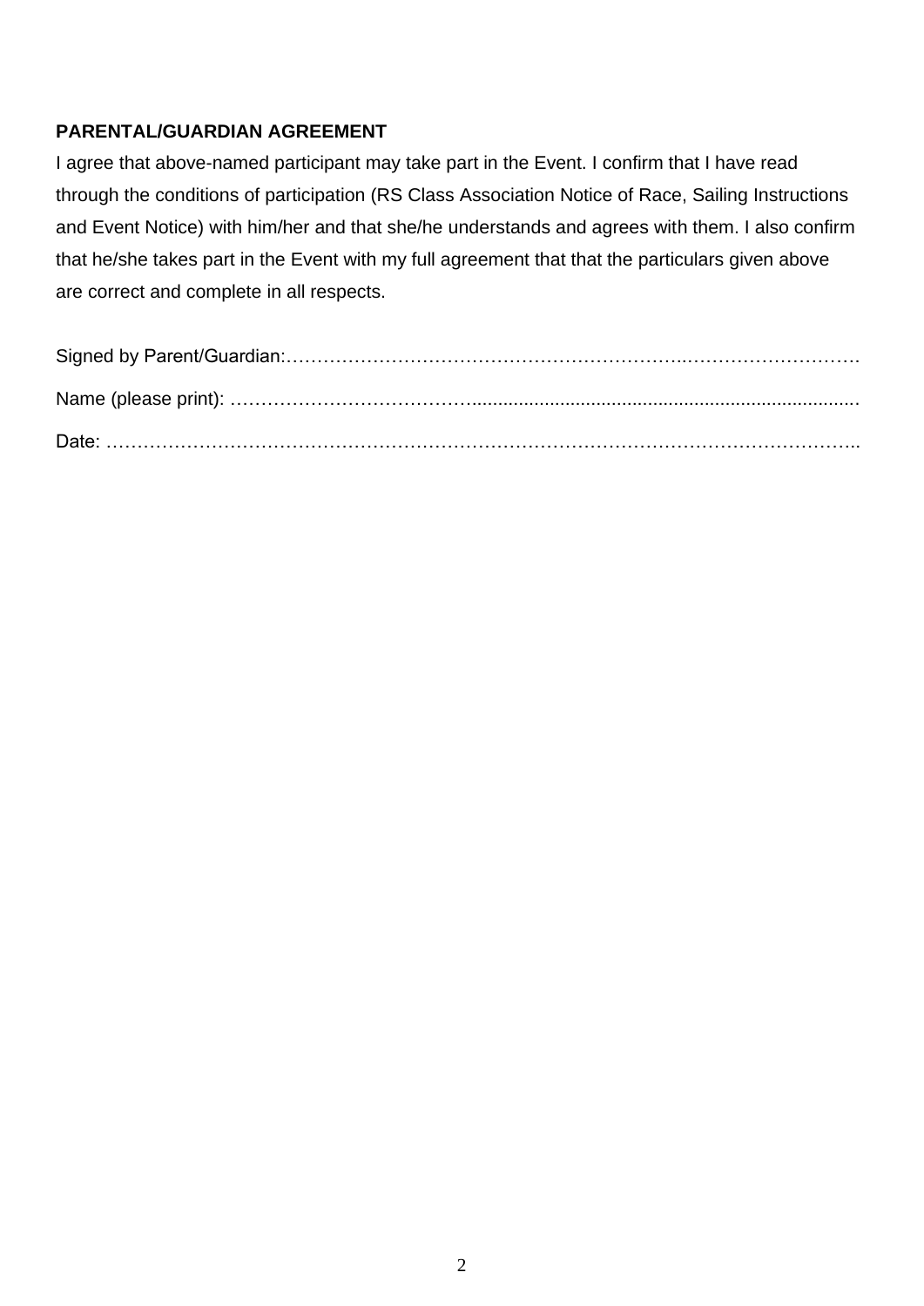**PARENTAL/GUARDIAN AGREEMENT**

I agree that above-named participant may take part in the Event. I confirm that I have read through the conditions of participation (RS Class Association Notice of Race, Sailing Instructions and Event Notice) with him/her and that she/he understands and agrees with them. I also confirm that he/she takes part in the Event with my full agreement that that the particulars given above are correct and complete in all respects.

Signed by Parent/Guardian:……………………………………………………..……………………….

Name (please print): …………………………………..........................................................................

Date: ……………………………………………………………………………………………………..